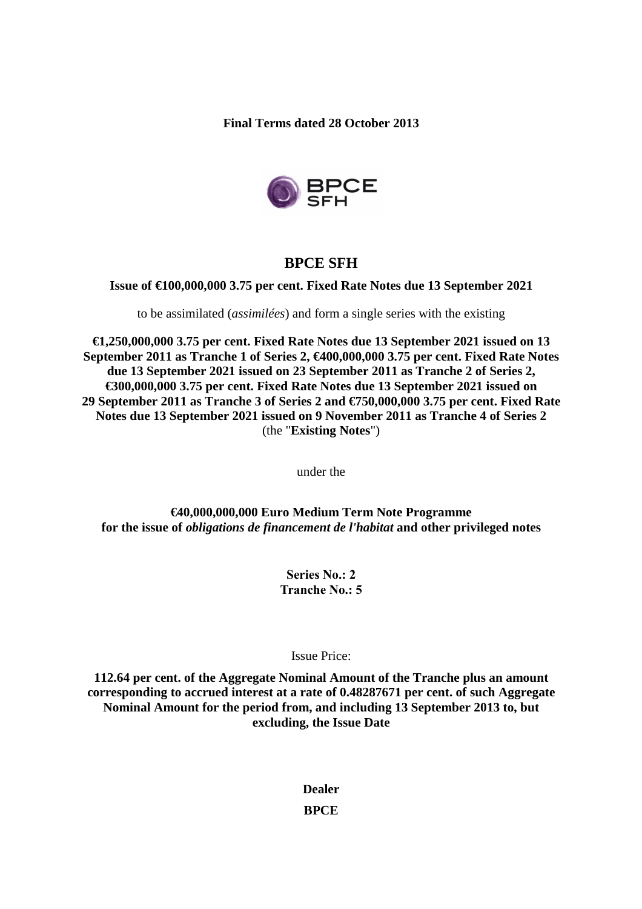**Final Terms dated 28 October 2013**

# BPCE SFH

**Issue of €100,000,000 3.75 per cent. Fixed Rate Notes due 13 September 2021**

to be assimilated (*assimilées*) and form a single series with the existing

**€1,250,000,000 3.75 per cent. Fixed Rate Notes due 13 September 2021 issued on 13 September 2011 as Tranche 1 of Series 2, €400,000,000 3.75 per cent. Fixed Rate Notes due 13 September 2021 issued on 23 September 2011 as Tranche 2 of Series 2, €300,000,000 3.75 per cent. Fixed Rate Notes due 13 September 2021 issued on 29 September 2011 as Tranche 3 of Series 2 and €750,000,000 3.75 per cent. Fixed Rate Notes due 13 September 2021 issued on 9 November 2011 as Tranche 4 of Series 2** (the "**Existing Notes**")

under the

**€40,000,000,000 Euro Medium Term Note Programme for the issue of *obligations de financement de l'habitat* and other privileged notes**

**Series No.: 2**
**Tranche No.: 5**

Issue Price:

**112.64 per cent. of the Aggregate Nominal Amount of the Tranche plus an amount corresponding to accrued interest at a rate of 0.48287671 per cent. of such Aggregate Nominal Amount for the period from, and including 13 September 2013 to, but excluding, the Issue Date**

**Dealer**

**BPCE**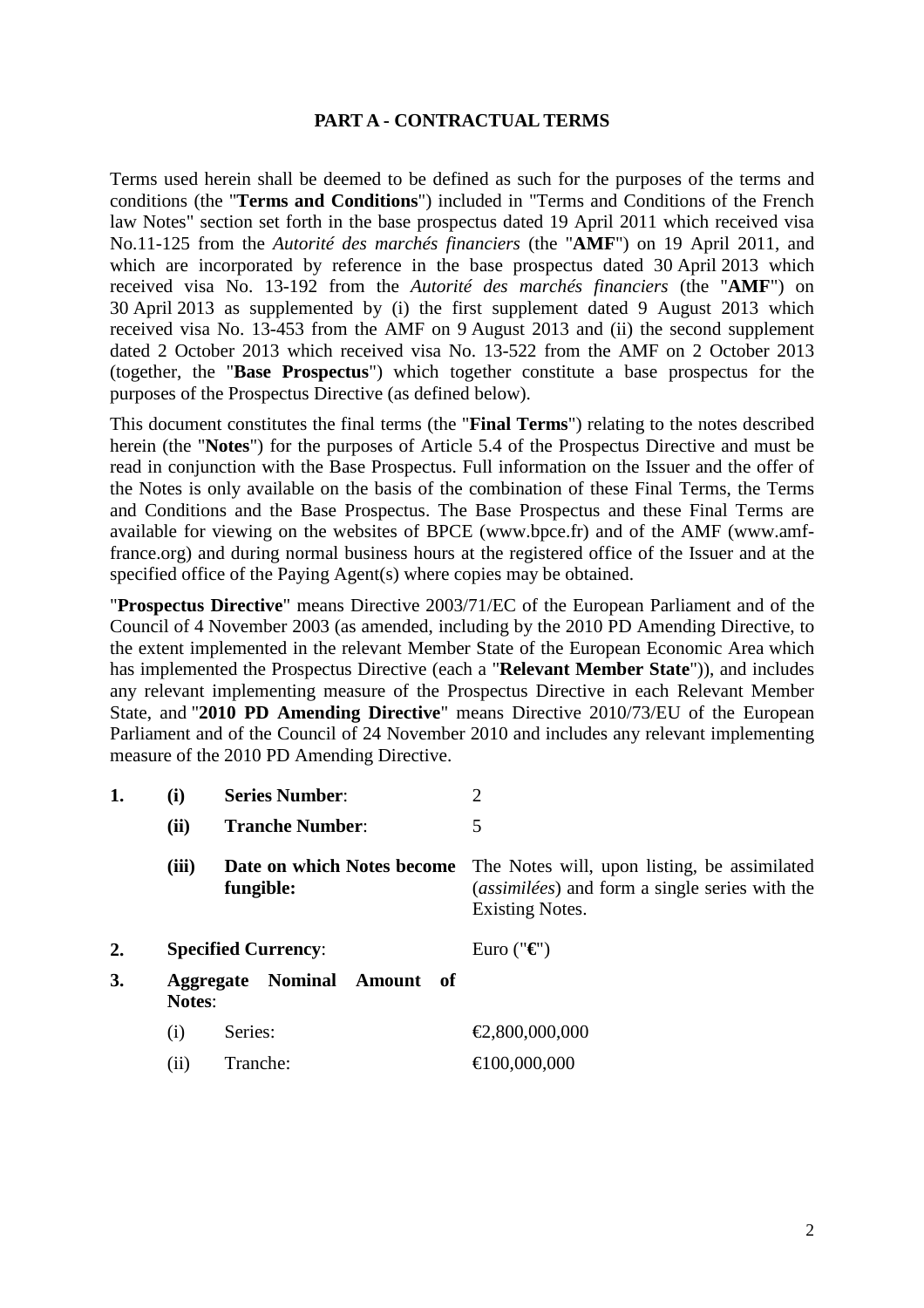## PART A - CONTRACTUAL TERMS

Terms used herein shall be deemed to be defined as such for the purposes of the terms and conditions (the "**Terms and Conditions**") included in "Terms and Conditions of the French law Notes" section set forth in the base prospectus dated 19 April 2011 which received visa No.11-125 from the *Autorité des marchés financiers* (the "**AMF**") on 19 April 2011, and which are incorporated by reference in the base prospectus dated 30 April 2013 which received visa No. 13-192 from the *Autorité des marchés financiers* (the "**AMF**") on 30 April 2013 as supplemented by (i) the first supplement dated 9 August 2013 which received visa No. 13-453 from the AMF on 9 August 2013 and (ii) the second supplement dated 2 October 2013 which received visa No. 13-522 from the AMF on 2 October 2013 (together, the "**Base Prospectus**") which together constitute a base prospectus for the purposes of the Prospectus Directive (as defined below).

This document constitutes the final terms (the "**Final Terms**") relating to the notes described herein (the "**Notes**") for the purposes of Article 5.4 of the Prospectus Directive and must be read in conjunction with the Base Prospectus. Full information on the Issuer and the offer of the Notes is only available on the basis of the combination of these Final Terms, the Terms and Conditions and the Base Prospectus. The Base Prospectus and these Final Terms are available for viewing on the websites of BPCE (www.bpce.fr) and of the AMF (www.amf-france.org) and during normal business hours at the registered office of the Issuer and at the specified office of the Paying Agent(s) where copies may be obtained.

"**Prospectus Directive**" means Directive 2003/71/EC of the European Parliament and of the Council of 4 November 2003 (as amended, including by the 2010 PD Amending Directive, to the extent implemented in the relevant Member State of the European Economic Area which has implemented the Prospectus Directive (each a "**Relevant Member State**")), and includes any relevant implementing measure of the Prospectus Directive in each Relevant Member State, and "**2010 PD Amending Directive**" means Directive 2010/73/EU of the European Parliament and of the Council of 24 November 2010 and includes any relevant implementing measure of the 2010 PD Amending Directive.

| | | | |
|---|---|---|---|
| **1.** | **(i)** | **Series Number**: | 2 |
| | **(ii)** | **Tranche Number**: | 5 |
| | **(iii)** | **Date on which Notes become fungible:** | The Notes will, upon listing, be assimilated (*assimilées*) and form a single series with the Existing Notes. |
| **2.** | **Specified Currency**: | | Euro ("**€**") |
| **3.** | **Aggregate Nominal Amount of Notes**: | | |
| | (i) | Series: | €2,800,000,000 |
| | (ii) | Tranche: | €100,000,000 |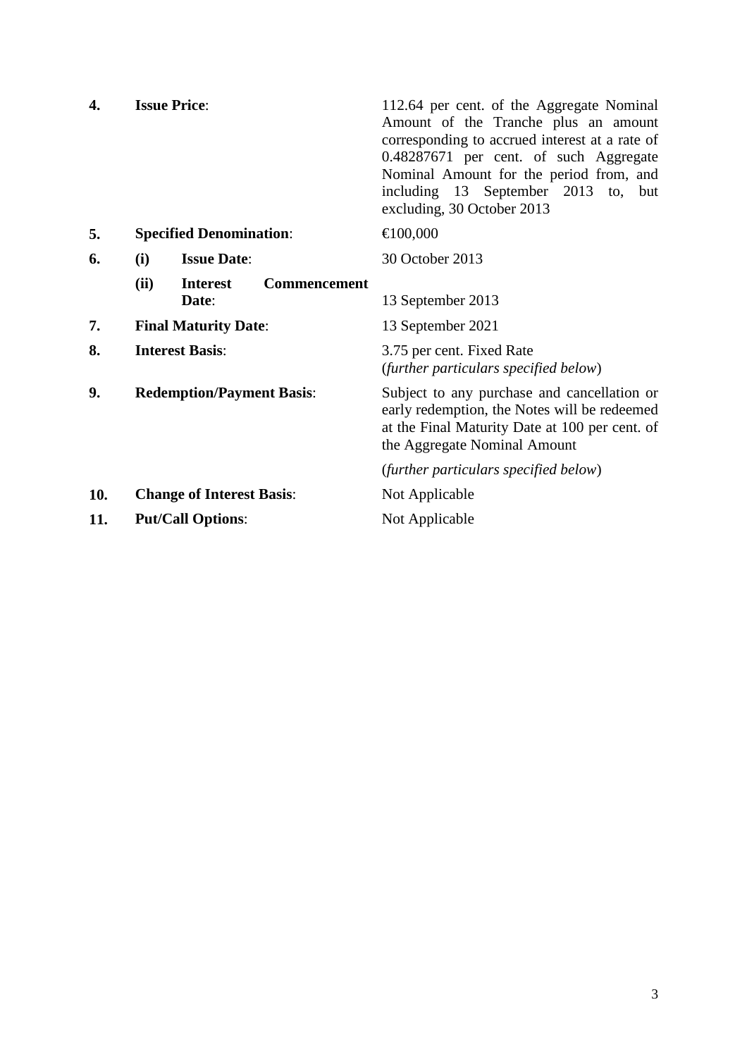| | | |
|---|---|---|
| **4.** | **Issue Price**: | 112.64 per cent. of the Aggregate Nominal Amount of the Tranche plus an amount corresponding to accrued interest at a rate of 0.48287671 per cent. of such Aggregate Nominal Amount for the period from, and including 13 September 2013 to, but excluding, 30 October 2013 |
| **5.** | **Specified Denomination**: | €100,000 |
| **6.** | **(i) Issue Date**: | 30 October 2013 |
| | **(ii) Interest Commencement Date**: | 13 September 2013 |
| **7.** | **Final Maturity Date**: | 13 September 2021 |
| **8.** | **Interest Basis**: | 3.75 per cent. Fixed Rate<br>(*further particulars specified below*) |
| **9.** | **Redemption/Payment Basis**: | Subject to any purchase and cancellation or early redemption, the Notes will be redeemed at the Final Maturity Date at 100 per cent. of the Aggregate Nominal Amount<br><br>(*further particulars specified below*) |
| **10.** | **Change of Interest Basis**: | Not Applicable |
| **11.** | **Put/Call Options**: | Not Applicable |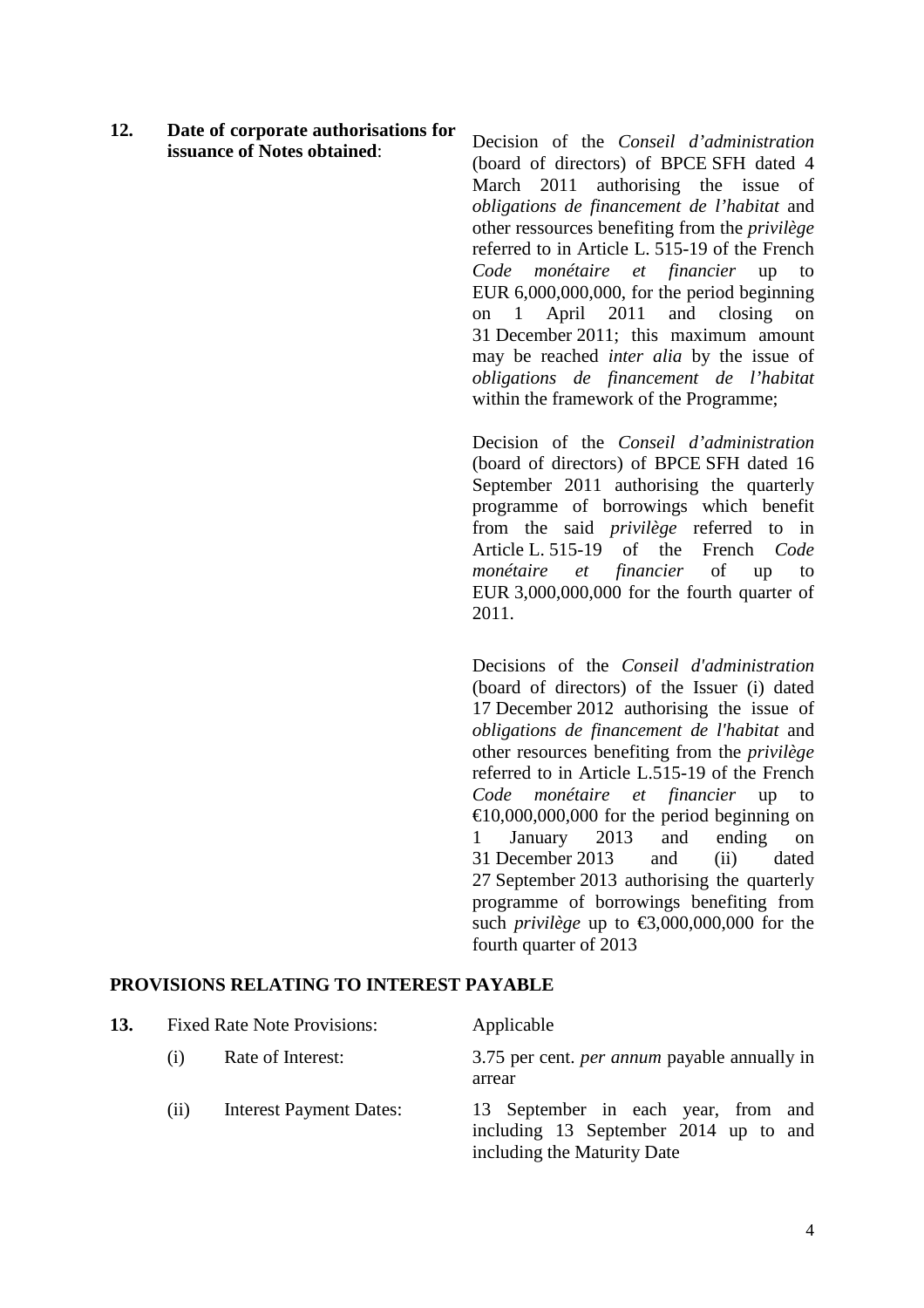**12. Date of corporate authorisations for issuance of Notes obtained**:

Decision of the *Conseil d'administration* (board of directors) of BPCE SFH dated 4 March 2011 authorising the issue of *obligations de financement de l'habitat* and other ressources benefiting from the *privilège* referred to in Article L. 515-19 of the French *Code monétaire et financier* up to EUR 6,000,000,000, for the period beginning on 1 April 2011 and closing on 31 December 2011; this maximum amount may be reached *inter alia* by the issue of *obligations de financement de l'habitat* within the framework of the Programme;

Decision of the *Conseil d'administration* (board of directors) of BPCE SFH dated 16 September 2011 authorising the quarterly programme of borrowings which benefit from the said *privilège* referred to in Article L. 515-19 of the French *Code monétaire et financier* of up to EUR 3,000,000,000 for the fourth quarter of 2011.

Decisions of the *Conseil d'administration* (board of directors) of the Issuer (i) dated 17 December 2012 authorising the issue of *obligations de financement de l'habitat* and other resources benefiting from the *privilège* referred to in Article L.515-19 of the French *Code monétaire et financier* up to €10,000,000,000 for the period beginning on 1 January 2013 and ending on 31 December 2013 and (ii) dated 27 September 2013 authorising the quarterly programme of borrowings benefiting from such *privilège* up to €3,000,000,000 for the fourth quarter of 2013

## PROVISIONS RELATING TO INTEREST PAYABLE

**13.** Fixed Rate Note Provisions: Applicable

(i) Rate of Interest: 3.75 per cent. *per annum* payable annually in arrear

(ii) Interest Payment Dates: 13 September in each year, from and including 13 September 2014 up to and including the Maturity Date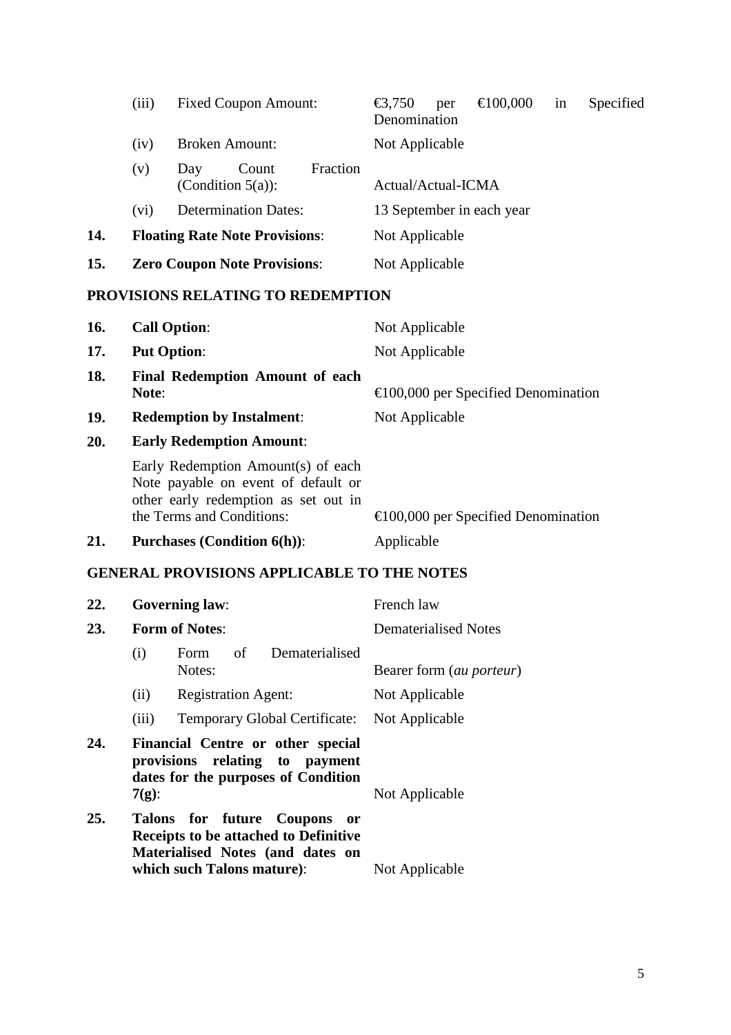| | | | |
|---|---|---|---|
| | (iii) | Fixed Coupon Amount: | €3,750 per €100,000 in Specified Denomination |
| | (iv) | Broken Amount: | Not Applicable |
| | (v) | Day Count Fraction (Condition 5(a)): | Actual/Actual-ICMA |
| | (vi) | Determination Dates: | 13 September in each year |
| **14.** | **Floating Rate Note Provisions**: | | Not Applicable |
| **15.** | **Zero Coupon Note Provisions**: | | Not Applicable |

## PROVISIONS RELATING TO REDEMPTION

| | | |
|---|---|---|
| **16.** | **Call Option**: | Not Applicable |
| **17.** | **Put Option**: | Not Applicable |
| **18.** | **Final Redemption Amount of each Note**: | €100,000 per Specified Denomination |
| **19.** | **Redemption by Instalment**: | Not Applicable |
| **20.** | **Early Redemption Amount**: | |
| | Early Redemption Amount(s) of each Note payable on event of default or other early redemption as set out in the Terms and Conditions: | €100,000 per Specified Denomination |
| **21.** | **Purchases (Condition 6(h))**: | Applicable |

## GENERAL PROVISIONS APPLICABLE TO THE NOTES

| | | | |
|---|---|---|---|
| **22.** | **Governing law**: | | French law |
| **23.** | **Form of Notes**: | | Dematerialised Notes |
| | (i) | Form of Dematerialised Notes: | Bearer form (*au porteur*) |
| | (ii) | Registration Agent: | Not Applicable |
| | (iii) | Temporary Global Certificate: | Not Applicable |
| **24.** | **Financial Centre or other special provisions relating to payment dates for the purposes of Condition 7(g)**: | | Not Applicable |
| **25.** | **Talons for future Coupons or Receipts to be attached to Definitive Materialised Notes (and dates on which such Talons mature)**: | | Not Applicable |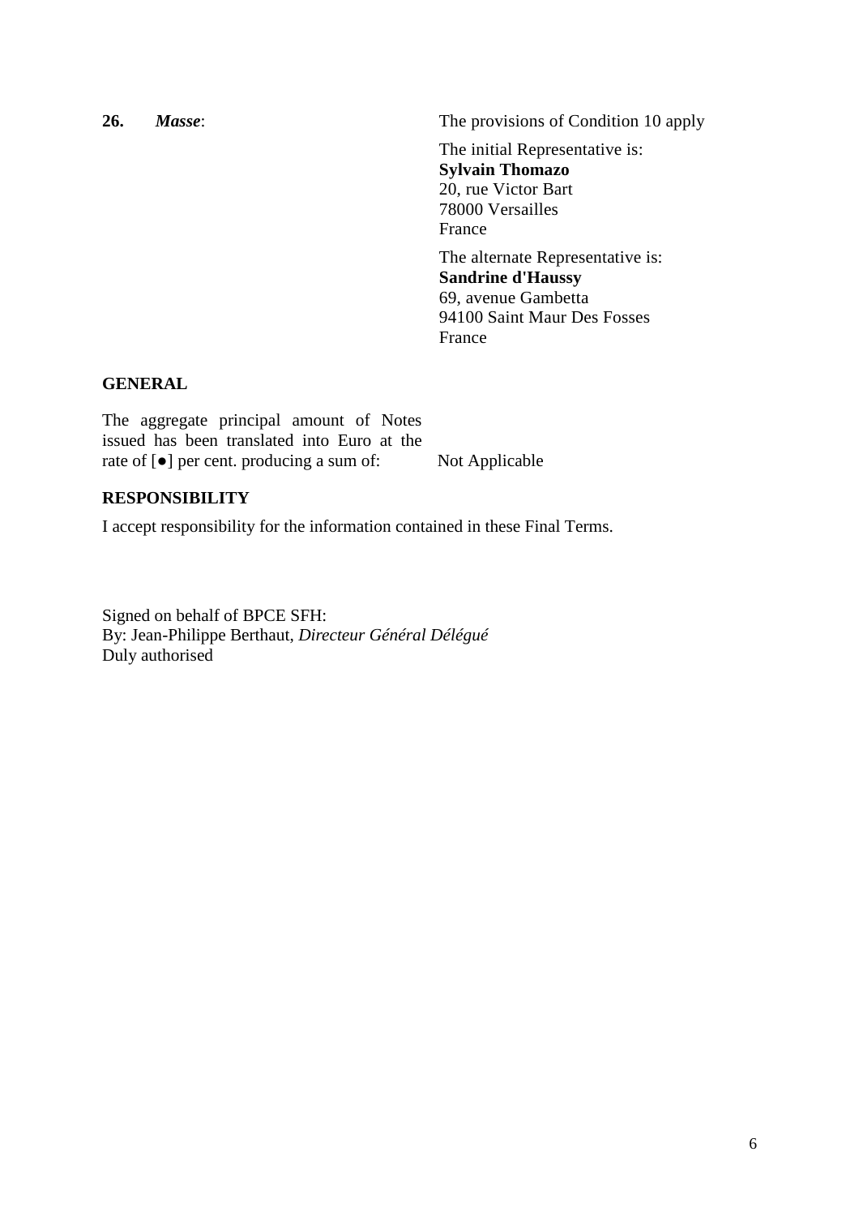| | |
|---|---|
| **26.** ***Masse*:** | The provisions of Condition 10 apply<br><br>The initial Representative is:<br>**Sylvain Thomazo**<br>20, rue Victor Bart<br>78000 Versailles<br>France<br><br>The alternate Representative is:<br>**Sandrine d'Haussy**<br>69, avenue Gambetta<br>94100 Saint Maur Des Fosses<br>France |

**GENERAL**

| | |
|---|---|
| The aggregate principal amount of Notes issued has been translated into Euro at the rate of [●] per cent. producing a sum of: | Not Applicable |

**RESPONSIBILITY**

I accept responsibility for the information contained in these Final Terms.

Signed on behalf of BPCE SFH:
By: Jean-Philippe Berthaut, *Directeur Général Délégué*
Duly authorised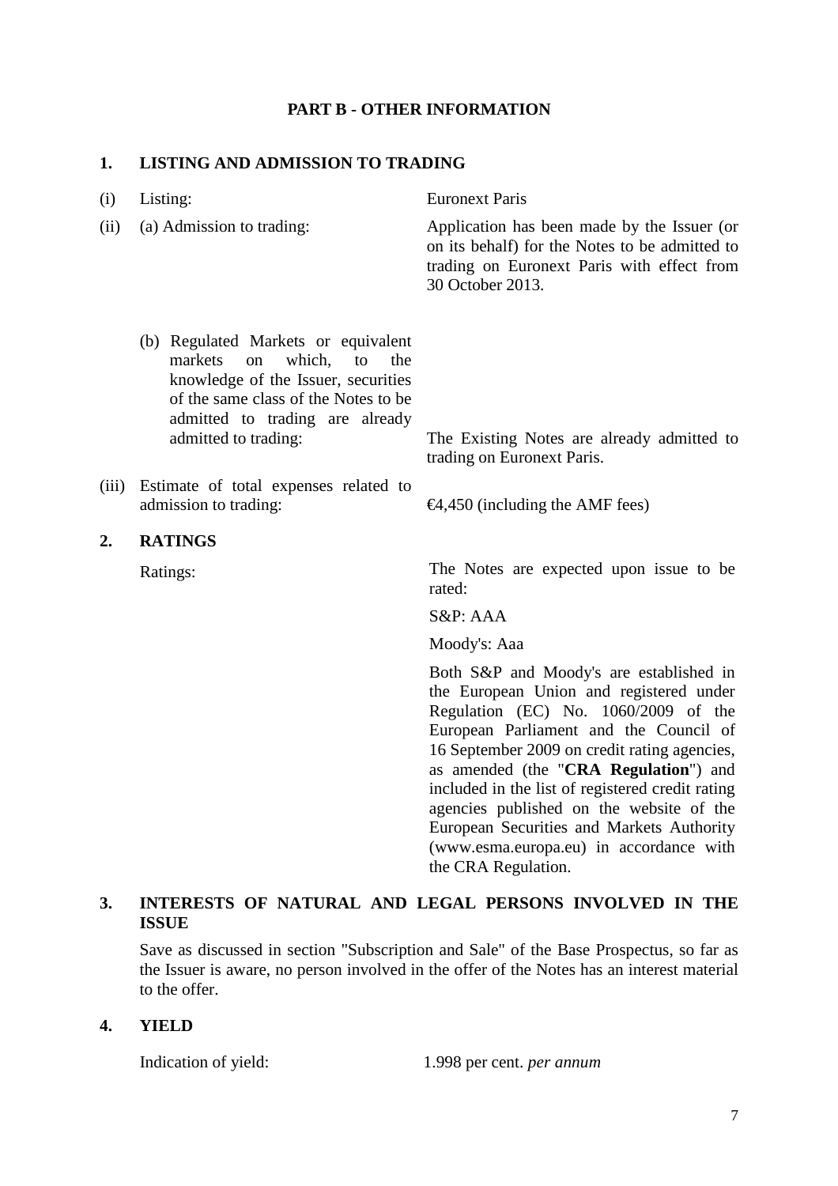## PART B - OTHER INFORMATION

### 1. LISTING AND ADMISSION TO TRADING

| | | |
|---|---|---|
| (i) | Listing: | Euronext Paris |
| (ii) | (a) Admission to trading: | Application has been made by the Issuer (or on its behalf) for the Notes to be admitted to trading on Euronext Paris with effect from 30 October 2013. |
| | (b) Regulated Markets or equivalent markets on which, to the knowledge of the Issuer, securities of the same class of the Notes to be admitted to trading are already admitted to trading: | The Existing Notes are already admitted to trading on Euronext Paris. |
| (iii) | Estimate of total expenses related to admission to trading: | €4,450 (including the AMF fees) |

### 2. RATINGS

| | |
|---|---|
| Ratings: | The Notes are expected upon issue to be rated:<br><br>S&P: AAA<br><br>Moody's: Aaa<br><br>Both S&P and Moody's are established in the European Union and registered under Regulation (EC) No. 1060/2009 of the European Parliament and the Council of 16 September 2009 on credit rating agencies, as amended (the "**CRA Regulation**") and included in the list of registered credit rating agencies published on the website of the European Securities and Markets Authority (www.esma.europa.eu) in accordance with the CRA Regulation. |

### 3. INTERESTS OF NATURAL AND LEGAL PERSONS INVOLVED IN THE ISSUE

Save as discussed in section "Subscription and Sale" of the Base Prospectus, so far as the Issuer is aware, no person involved in the offer of the Notes has an interest material to the offer.

### 4. YIELD

| | |
|---|---|
| Indication of yield: | 1.998 per cent. *per annum* |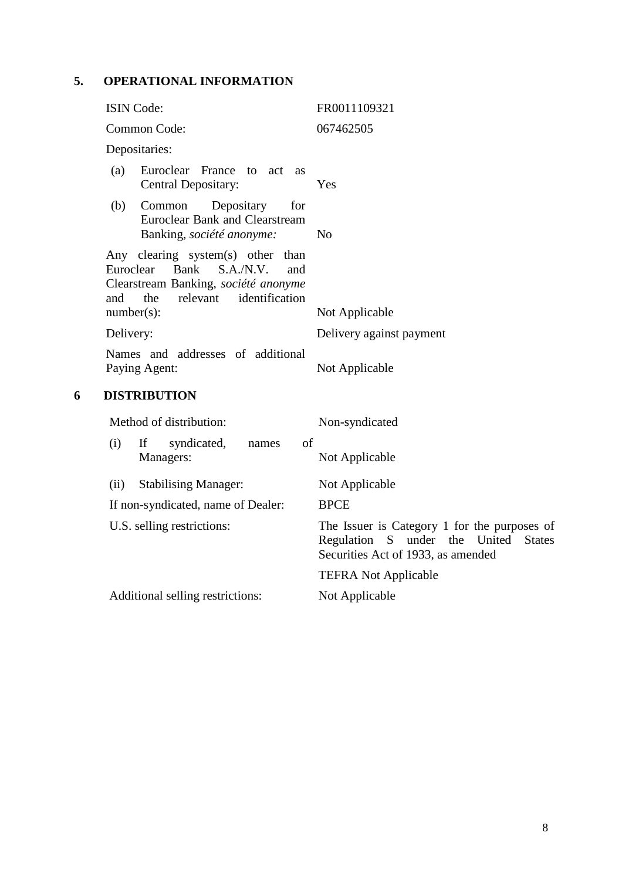## 5. OPERATIONAL INFORMATION

| | |
|---|---|
| ISIN Code: | FR0011109321 |
| Common Code: | 067462505 |
| Depositaries: | |
| (a) Euroclear France to act as Central Depositary: | Yes |
| (b) Common Depositary for Euroclear Bank and Clearstream Banking, *société anonyme:* | No |
| Any clearing system(s) other than Euroclear Bank S.A./N.V. and Clearstream Banking, *société anonyme* and the relevant identification number(s): | Not Applicable |
| Delivery: | Delivery against payment |
| Names and addresses of additional Paying Agent: | Not Applicable |

## 6 DISTRIBUTION

| | |
|---|---|
| Method of distribution: | Non-syndicated |
| (i) If syndicated, names of Managers: | Not Applicable |
| (ii) Stabilising Manager: | Not Applicable |
| If non-syndicated, name of Dealer: | BPCE |
| U.S. selling restrictions: | The Issuer is Category 1 for the purposes of Regulation S under the United States Securities Act of 1933, as amended |
| | TEFRA Not Applicable |
| Additional selling restrictions: | Not Applicable |